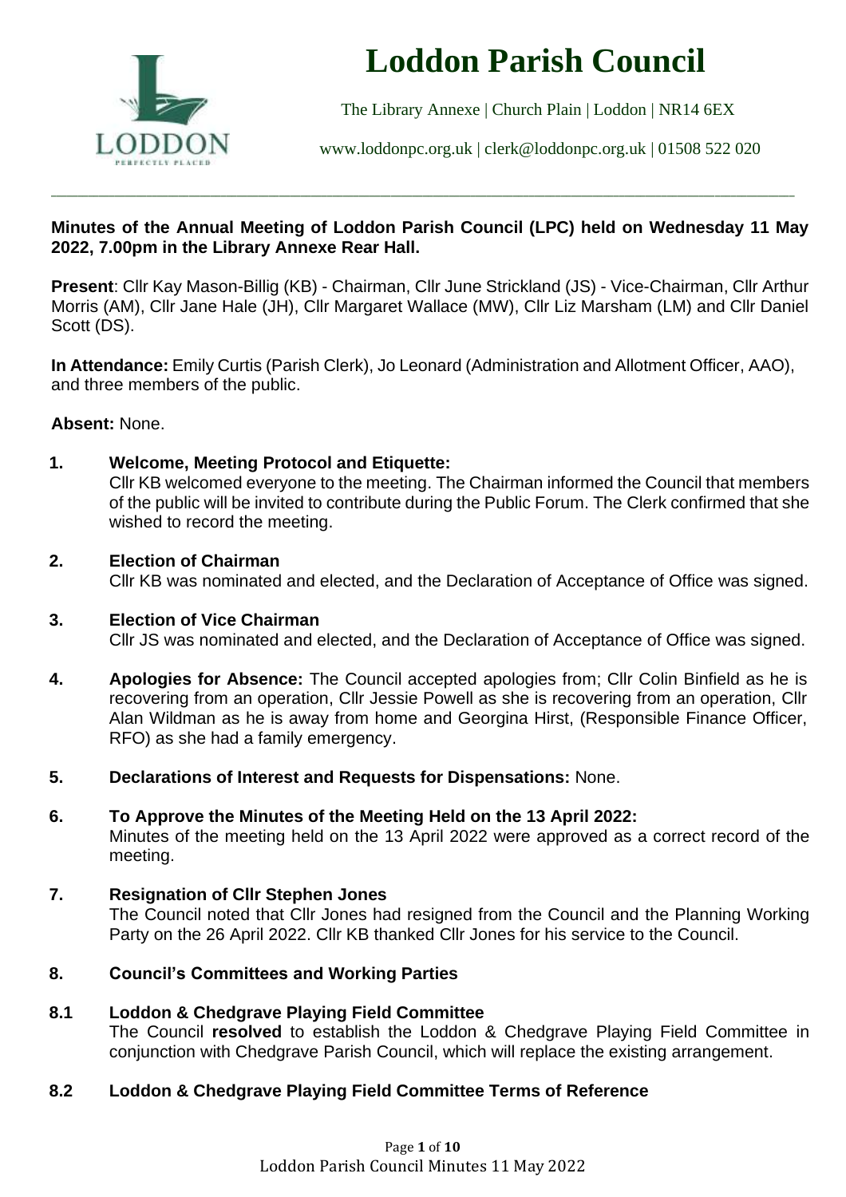# Loddon Parish Council

The Library Annexe | Church Plain | Loddon | NR14 6EX

www.loddonpc.org.uk | clerk@loddonpc.org.uk | 01508 522 020

---

**Minutes of the Annual Meeting of Loddon Parish Council (LPC) held on Wednesday 11 May 2022, 7.00pm in the Library Annexe Rear Hall.**

**Present**: Cllr Kay Mason-Billig (KB) - Chairman, Cllr June Strickland (JS) - Vice-Chairman, Cllr Arthur Morris (AM), Cllr Jane Hale (JH), Cllr Margaret Wallace (MW), Cllr Liz Marsham (LM) and Cllr Daniel Scott (DS).

**In Attendance:** Emily Curtis (Parish Clerk), Jo Leonard (Administration and Allotment Officer, AAO), and three members of the public.

**Absent:** None.

**1. Welcome, Meeting Protocol and Etiquette:**
Cllr KB welcomed everyone to the meeting. The Chairman informed the Council that members of the public will be invited to contribute during the Public Forum. The Clerk confirmed that she wished to record the meeting.

**2. Election of Chairman**
Cllr KB was nominated and elected, and the Declaration of Acceptance of Office was signed.

**3. Election of Vice Chairman**
Cllr JS was nominated and elected, and the Declaration of Acceptance of Office was signed.

**4. Apologies for Absence:** The Council accepted apologies from; Cllr Colin Binfield as he is recovering from an operation, Cllr Jessie Powell as she is recovering from an operation, Cllr Alan Wildman as he is away from home and Georgina Hirst, (Responsible Finance Officer, RFO) as she had a family emergency.

**5. Declarations of Interest and Requests for Dispensations:** None.

**6. To Approve the Minutes of the Meeting Held on the 13 April 2022:**
Minutes of the meeting held on the 13 April 2022 were approved as a correct record of the meeting.

**7. Resignation of Cllr Stephen Jones**
The Council noted that Cllr Jones had resigned from the Council and the Planning Working Party on the 26 April 2022. Cllr KB thanked Cllr Jones for his service to the Council.

**8. Council's Committees and Working Parties**

**8.1 Loddon & Chedgrave Playing Field Committee**
The Council **resolved** to establish the Loddon & Chedgrave Playing Field Committee in conjunction with Chedgrave Parish Council, which will replace the existing arrangement.

**8.2 Loddon & Chedgrave Playing Field Committee Terms of Reference**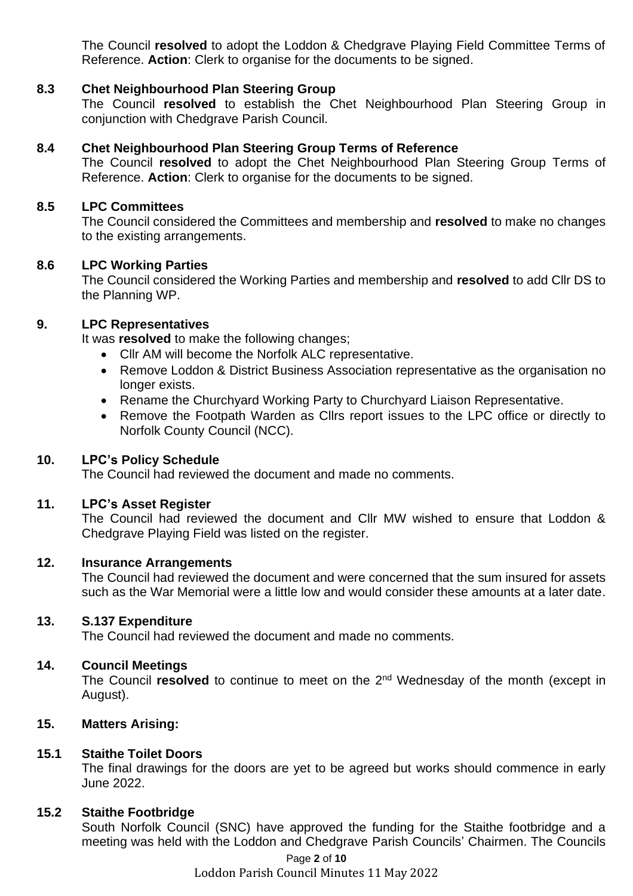The Council **resolved** to adopt the Loddon & Chedgrave Playing Field Committee Terms of Reference. **Action**: Clerk to organise for the documents to be signed.

**8.3 Chet Neighbourhood Plan Steering Group**

The Council **resolved** to establish the Chet Neighbourhood Plan Steering Group in conjunction with Chedgrave Parish Council.

**8.4 Chet Neighbourhood Plan Steering Group Terms of Reference**

The Council **resolved** to adopt the Chet Neighbourhood Plan Steering Group Terms of Reference. **Action**: Clerk to organise for the documents to be signed.

**8.5 LPC Committees**

The Council considered the Committees and membership and **resolved** to make no changes to the existing arrangements.

**8.6 LPC Working Parties**

The Council considered the Working Parties and membership and **resolved** to add Cllr DS to the Planning WP.

**9. LPC Representatives**

It was **resolved** to make the following changes;

- Cllr AM will become the Norfolk ALC representative.
- Remove Loddon & District Business Association representative as the organisation no longer exists.
- Rename the Churchyard Working Party to Churchyard Liaison Representative.
- Remove the Footpath Warden as Cllrs report issues to the LPC office or directly to Norfolk County Council (NCC).

**10. LPC's Policy Schedule**

The Council had reviewed the document and made no comments.

**11. LPC's Asset Register**

The Council had reviewed the document and Cllr MW wished to ensure that Loddon & Chedgrave Playing Field was listed on the register.

**12. Insurance Arrangements**

The Council had reviewed the document and were concerned that the sum insured for assets such as the War Memorial were a little low and would consider these amounts at a later date.

**13. S.137 Expenditure**

The Council had reviewed the document and made no comments.

**14. Council Meetings**

The Council **resolved** to continue to meet on the 2nd Wednesday of the month (except in August).

**15. Matters Arising:**

**15.1 Staithe Toilet Doors**

The final drawings for the doors are yet to be agreed but works should commence in early June 2022.

**15.2 Staithe Footbridge**

South Norfolk Council (SNC) have approved the funding for the Staithe footbridge and a meeting was held with the Loddon and Chedgrave Parish Councils' Chairmen. The Councils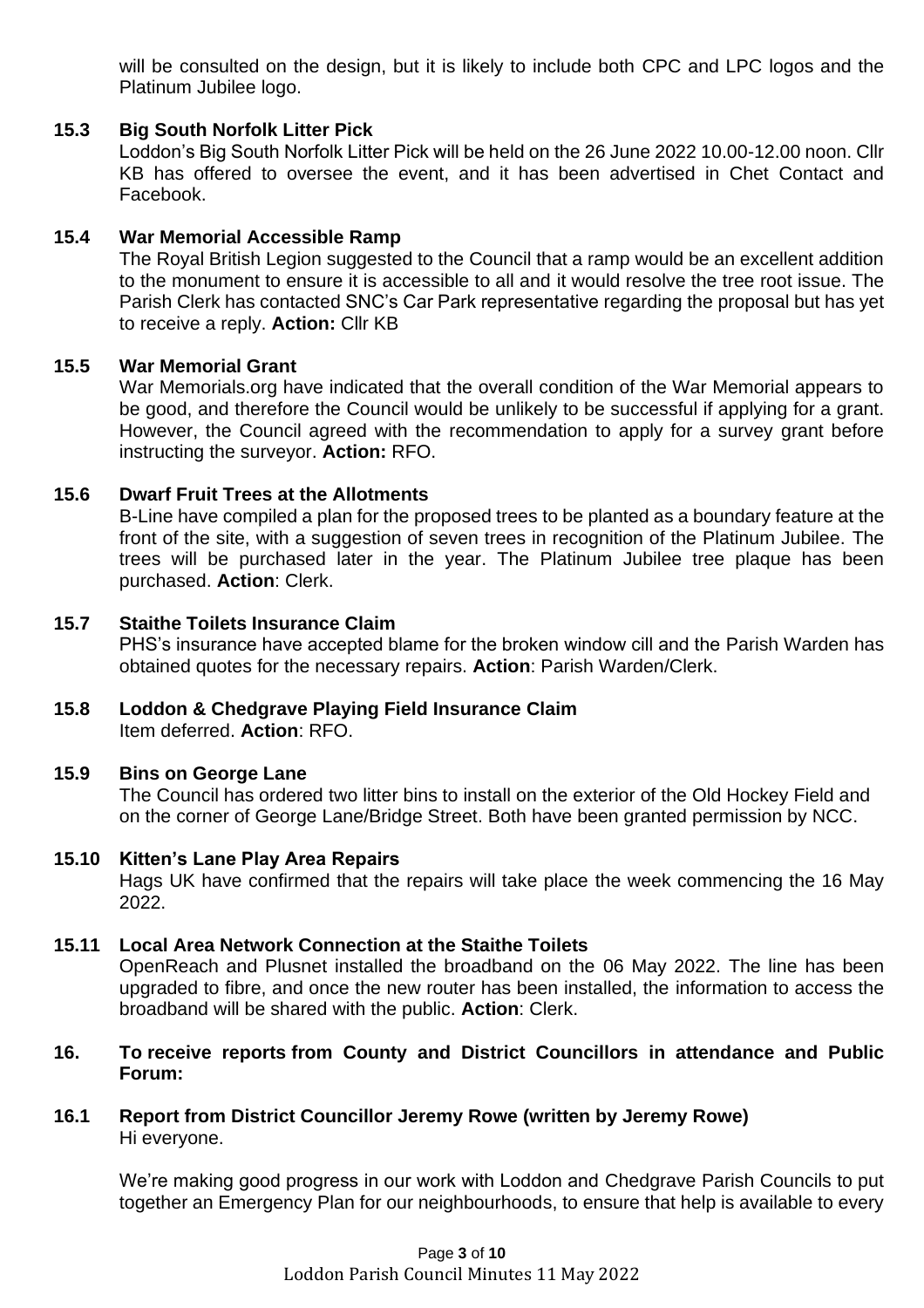will be consulted on the design, but it is likely to include both CPC and LPC logos and the Platinum Jubilee logo.

**15.3 Big South Norfolk Litter Pick**

Loddon's Big South Norfolk Litter Pick will be held on the 26 June 2022 10.00-12.00 noon. Cllr KB has offered to oversee the event, and it has been advertised in Chet Contact and Facebook.

**15.4 War Memorial Accessible Ramp**

The Royal British Legion suggested to the Council that a ramp would be an excellent addition to the monument to ensure it is accessible to all and it would resolve the tree root issue. The Parish Clerk has contacted SNC's Car Park representative regarding the proposal but has yet to receive a reply. **Action:** Cllr KB

**15.5 War Memorial Grant**

War Memorials.org have indicated that the overall condition of the War Memorial appears to be good, and therefore the Council would be unlikely to be successful if applying for a grant. However, the Council agreed with the recommendation to apply for a survey grant before instructing the surveyor. **Action:** RFO.

**15.6 Dwarf Fruit Trees at the Allotments**

B-Line have compiled a plan for the proposed trees to be planted as a boundary feature at the front of the site, with a suggestion of seven trees in recognition of the Platinum Jubilee. The trees will be purchased later in the year. The Platinum Jubilee tree plaque has been purchased. **Action**: Clerk.

**15.7 Staithe Toilets Insurance Claim**

PHS's insurance have accepted blame for the broken window cill and the Parish Warden has obtained quotes for the necessary repairs. **Action**: Parish Warden/Clerk.

**15.8 Loddon & Chedgrave Playing Field Insurance Claim**

Item deferred. **Action**: RFO.

**15.9 Bins on George Lane**

The Council has ordered two litter bins to install on the exterior of the Old Hockey Field and on the corner of George Lane/Bridge Street. Both have been granted permission by NCC.

**15.10 Kitten's Lane Play Area Repairs**

Hags UK have confirmed that the repairs will take place the week commencing the 16 May 2022.

**15.11 Local Area Network Connection at the Staithe Toilets**

OpenReach and Plusnet installed the broadband on the 06 May 2022. The line has been upgraded to fibre, and once the new router has been installed, the information to access the broadband will be shared with the public. **Action**: Clerk.

**16. To receive reports from County and District Councillors in attendance and Public Forum:**

**16.1 Report from District Councillor Jeremy Rowe (written by Jeremy Rowe)**

Hi everyone.

We're making good progress in our work with Loddon and Chedgrave Parish Councils to put together an Emergency Plan for our neighbourhoods, to ensure that help is available to every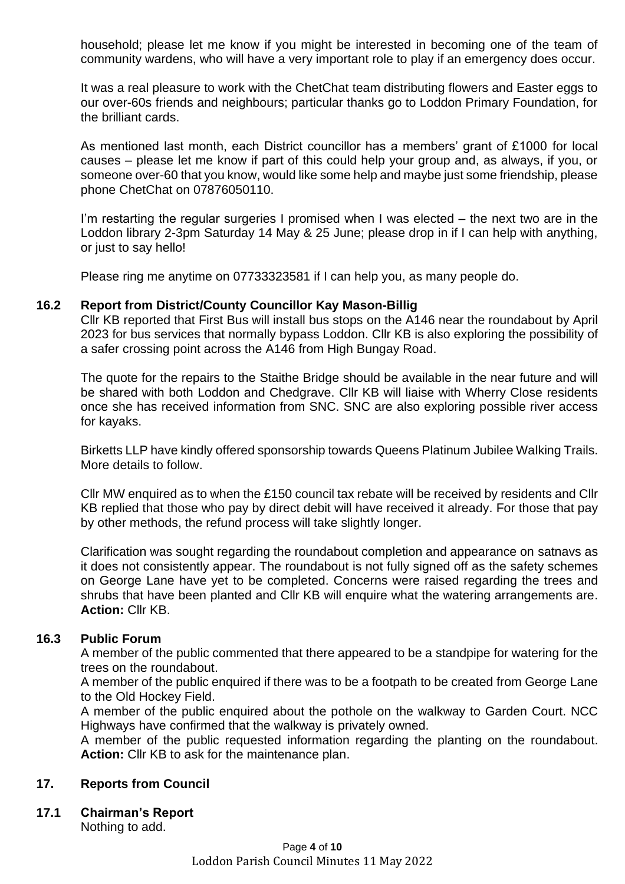household; please let me know if you might be interested in becoming one of the team of community wardens, who will have a very important role to play if an emergency does occur.

It was a real pleasure to work with the ChetChat team distributing flowers and Easter eggs to our over-60s friends and neighbours; particular thanks go to Loddon Primary Foundation, for the brilliant cards.

As mentioned last month, each District councillor has a members' grant of £1000 for local causes – please let me know if part of this could help your group and, as always, if you, or someone over-60 that you know, would like some help and maybe just some friendship, please phone ChetChat on 07876050110.

I'm restarting the regular surgeries I promised when I was elected – the next two are in the Loddon library 2-3pm Saturday 14 May & 25 June; please drop in if I can help with anything, or just to say hello!

Please ring me anytime on 07733323581 if I can help you, as many people do.

**16.2 Report from District/County Councillor Kay Mason-Billig**

Cllr KB reported that First Bus will install bus stops on the A146 near the roundabout by April 2023 for bus services that normally bypass Loddon. Cllr KB is also exploring the possibility of a safer crossing point across the A146 from High Bungay Road.

The quote for the repairs to the Staithe Bridge should be available in the near future and will be shared with both Loddon and Chedgrave. Cllr KB will liaise with Wherry Close residents once she has received information from SNC. SNC are also exploring possible river access for kayaks.

Birketts LLP have kindly offered sponsorship towards Queens Platinum Jubilee Walking Trails. More details to follow.

Cllr MW enquired as to when the £150 council tax rebate will be received by residents and Cllr KB replied that those who pay by direct debit will have received it already. For those that pay by other methods, the refund process will take slightly longer.

Clarification was sought regarding the roundabout completion and appearance on satnavs as it does not consistently appear. The roundabout is not fully signed off as the safety schemes on George Lane have yet to be completed. Concerns were raised regarding the trees and shrubs that have been planted and Cllr KB will enquire what the watering arrangements are. **Action:** Cllr KB.

**16.3 Public Forum**

A member of the public commented that there appeared to be a standpipe for watering for the trees on the roundabout.

A member of the public enquired if there was to be a footpath to be created from George Lane to the Old Hockey Field.

A member of the public enquired about the pothole on the walkway to Garden Court. NCC Highways have confirmed that the walkway is privately owned.

A member of the public requested information regarding the planting on the roundabout. **Action:** Cllr KB to ask for the maintenance plan.

## 17. Reports from Council

**17.1 Chairman's Report**

Nothing to add.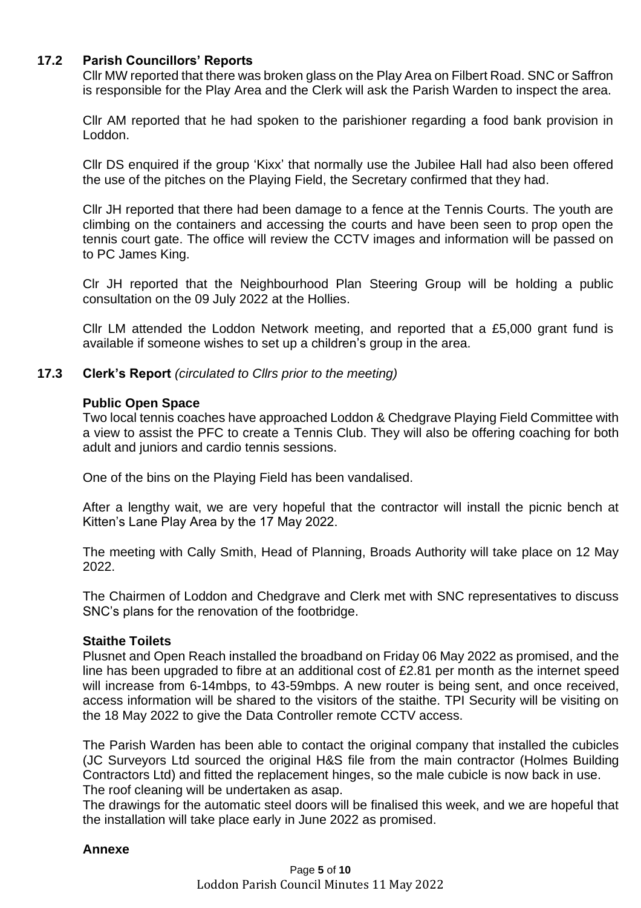### 17.2 Parish Councillors' Reports

Cllr MW reported that there was broken glass on the Play Area on Filbert Road. SNC or Saffron is responsible for the Play Area and the Clerk will ask the Parish Warden to inspect the area.

Cllr AM reported that he had spoken to the parishioner regarding a food bank provision in Loddon.

Cllr DS enquired if the group 'Kixx' that normally use the Jubilee Hall had also been offered the use of the pitches on the Playing Field, the Secretary confirmed that they had.

Cllr JH reported that there had been damage to a fence at the Tennis Courts. The youth are climbing on the containers and accessing the courts and have been seen to prop open the tennis court gate. The office will review the CCTV images and information will be passed on to PC James King.

Clr JH reported that the Neighbourhood Plan Steering Group will be holding a public consultation on the 09 July 2022 at the Hollies.

Cllr LM attended the Loddon Network meeting, and reported that a £5,000 grant fund is available if someone wishes to set up a children's group in the area.

### 17.3 Clerk's Report *(circulated to Cllrs prior to the meeting)*

**Public Open Space**

Two local tennis coaches have approached Loddon & Chedgrave Playing Field Committee with a view to assist the PFC to create a Tennis Club. They will also be offering coaching for both adult and juniors and cardio tennis sessions.

One of the bins on the Playing Field has been vandalised.

After a lengthy wait, we are very hopeful that the contractor will install the picnic bench at Kitten's Lane Play Area by the 17 May 2022.

The meeting with Cally Smith, Head of Planning, Broads Authority will take place on 12 May 2022.

The Chairmen of Loddon and Chedgrave and Clerk met with SNC representatives to discuss SNC's plans for the renovation of the footbridge.

**Staithe Toilets**

Plusnet and Open Reach installed the broadband on Friday 06 May 2022 as promised, and the line has been upgraded to fibre at an additional cost of £2.81 per month as the internet speed will increase from 6-14mbps, to 43-59mbps. A new router is being sent, and once received, access information will be shared to the visitors of the staithe. TPI Security will be visiting on the 18 May 2022 to give the Data Controller remote CCTV access.

The Parish Warden has been able to contact the original company that installed the cubicles (JC Surveyors Ltd sourced the original H&S file from the main contractor (Holmes Building Contractors Ltd) and fitted the replacement hinges, so the male cubicle is now back in use. The roof cleaning will be undertaken as asap.

The drawings for the automatic steel doors will be finalised this week, and we are hopeful that the installation will take place early in June 2022 as promised.

**Annexe**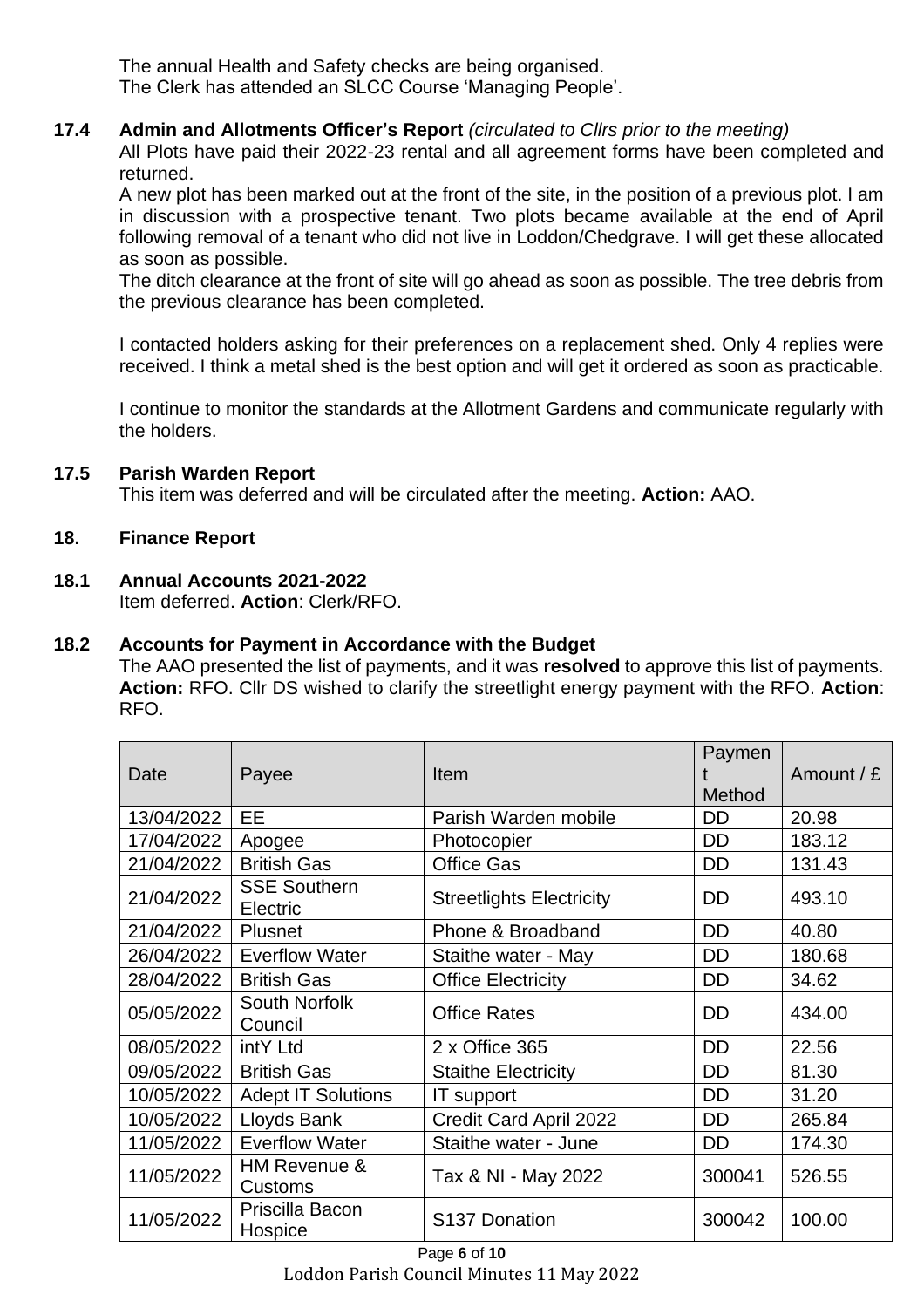The annual Health and Safety checks are being organised.
The Clerk has attended an SLCC Course 'Managing People'.

**17.4 Admin and Allotments Officer's Report** *(circulated to Cllrs prior to the meeting)*

All Plots have paid their 2022-23 rental and all agreement forms have been completed and returned.

A new plot has been marked out at the front of the site, in the position of a previous plot. I am in discussion with a prospective tenant. Two plots became available at the end of April following removal of a tenant who did not live in Loddon/Chedgrave. I will get these allocated as soon as possible.

The ditch clearance at the front of site will go ahead as soon as possible. The tree debris from the previous clearance has been completed.

I contacted holders asking for their preferences on a replacement shed. Only 4 replies were received. I think a metal shed is the best option and will get it ordered as soon as practicable.

I continue to monitor the standards at the Allotment Gardens and communicate regularly with the holders.

**17.5 Parish Warden Report**

This item was deferred and will be circulated after the meeting. **Action:** AAO.

**18. Finance Report**

**18.1 Annual Accounts 2021-2022**

Item deferred. **Action**: Clerk/RFO.

**18.2 Accounts for Payment in Accordance with the Budget**

The AAO presented the list of payments, and it was **resolved** to approve this list of payments. **Action:** RFO. Cllr DS wished to clarify the streetlight energy payment with the RFO. **Action**: RFO.

| Date | Payee | Item | Payment Method | Amount / £ |
|---|---|---|---|---|
| 13/04/2022 | EE | Parish Warden mobile | DD | 20.98 |
| 17/04/2022 | Apogee | Photocopier | DD | 183.12 |
| 21/04/2022 | British Gas | Office Gas | DD | 131.43 |
| 21/04/2022 | SSE Southern Electric | Streetlights Electricity | DD | 493.10 |
| 21/04/2022 | Plusnet | Phone & Broadband | DD | 40.80 |
| 26/04/2022 | Everflow Water | Staithe water - May | DD | 180.68 |
| 28/04/2022 | British Gas | Office Electricity | DD | 34.62 |
| 05/05/2022 | South Norfolk Council | Office Rates | DD | 434.00 |
| 08/05/2022 | intY Ltd | 2 x Office 365 | DD | 22.56 |
| 09/05/2022 | British Gas | Staithe Electricity | DD | 81.30 |
| 10/05/2022 | Adept IT Solutions | IT support | DD | 31.20 |
| 10/05/2022 | Lloyds Bank | Credit Card April 2022 | DD | 265.84 |
| 11/05/2022 | Everflow Water | Staithe water - June | DD | 174.30 |
| 11/05/2022 | HM Revenue & Customs | Tax & NI - May 2022 | 300041 | 526.55 |
| 11/05/2022 | Priscilla Bacon Hospice | S137 Donation | 300042 | 100.00 |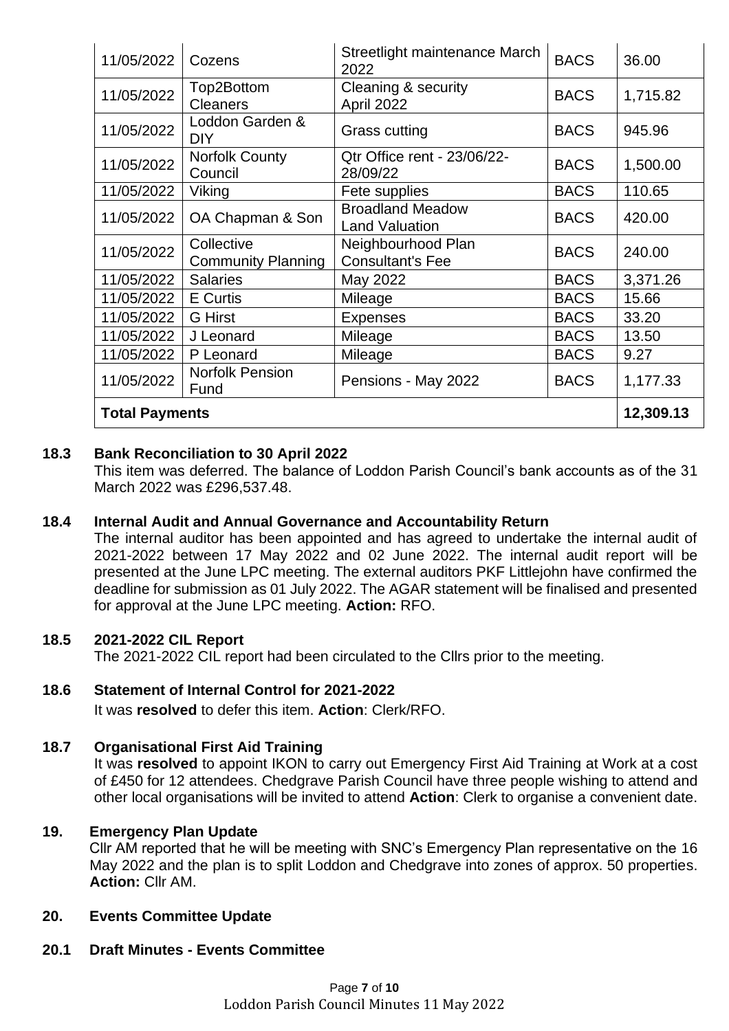| 11/05/2022 | Cozens | Streetlight maintenance March 2022 | BACS | 36.00 |
|---|---|---|---|---|
| 11/05/2022 | Top2Bottom Cleaners | Cleaning & security April 2022 | BACS | 1,715.82 |
| 11/05/2022 | Loddon Garden & DIY | Grass cutting | BACS | 945.96 |
| 11/05/2022 | Norfolk County Council | Qtr Office rent - 23/06/22-28/09/22 | BACS | 1,500.00 |
| 11/05/2022 | Viking | Fete supplies | BACS | 110.65 |
| 11/05/2022 | OA Chapman & Son | Broadland Meadow Land Valuation | BACS | 420.00 |
| 11/05/2022 | Collective Community Planning | Neighbourhood Plan Consultant's Fee | BACS | 240.00 |
| 11/05/2022 | Salaries | May 2022 | BACS | 3,371.26 |
| 11/05/2022 | E Curtis | Mileage | BACS | 15.66 |
| 11/05/2022 | G Hirst | Expenses | BACS | 33.20 |
| 11/05/2022 | J Leonard | Mileage | BACS | 13.50 |
| 11/05/2022 | P Leonard | Mileage | BACS | 9.27 |
| 11/05/2022 | Norfolk Pension Fund | Pensions - May 2022 | BACS | 1,177.33 |
| **Total Payments** | | | | **12,309.13** |

**18.3 Bank Reconciliation to 30 April 2022**

This item was deferred. The balance of Loddon Parish Council's bank accounts as of the 31 March 2022 was £296,537.48.

**18.4 Internal Audit and Annual Governance and Accountability Return**

The internal auditor has been appointed and has agreed to undertake the internal audit of 2021-2022 between 17 May 2022 and 02 June 2022. The internal audit report will be presented at the June LPC meeting. The external auditors PKF Littlejohn have confirmed the deadline for submission as 01 July 2022. The AGAR statement will be finalised and presented for approval at the June LPC meeting. **Action:** RFO.

**18.5 2021-2022 CIL Report**

The 2021-2022 CIL report had been circulated to the Cllrs prior to the meeting.

**18.6 Statement of Internal Control for 2021-2022**

It was **resolved** to defer this item. **Action**: Clerk/RFO.

**18.7 Organisational First Aid Training**

It was **resolved** to appoint IKON to carry out Emergency First Aid Training at Work at a cost of £450 for 12 attendees. Chedgrave Parish Council have three people wishing to attend and other local organisations will be invited to attend **Action**: Clerk to organise a convenient date.

**19. Emergency Plan Update**

Cllr AM reported that he will be meeting with SNC's Emergency Plan representative on the 16 May 2022 and the plan is to split Loddon and Chedgrave into zones of approx. 50 properties. **Action:** Cllr AM.

**20. Events Committee Update**

**20.1 Draft Minutes - Events Committee**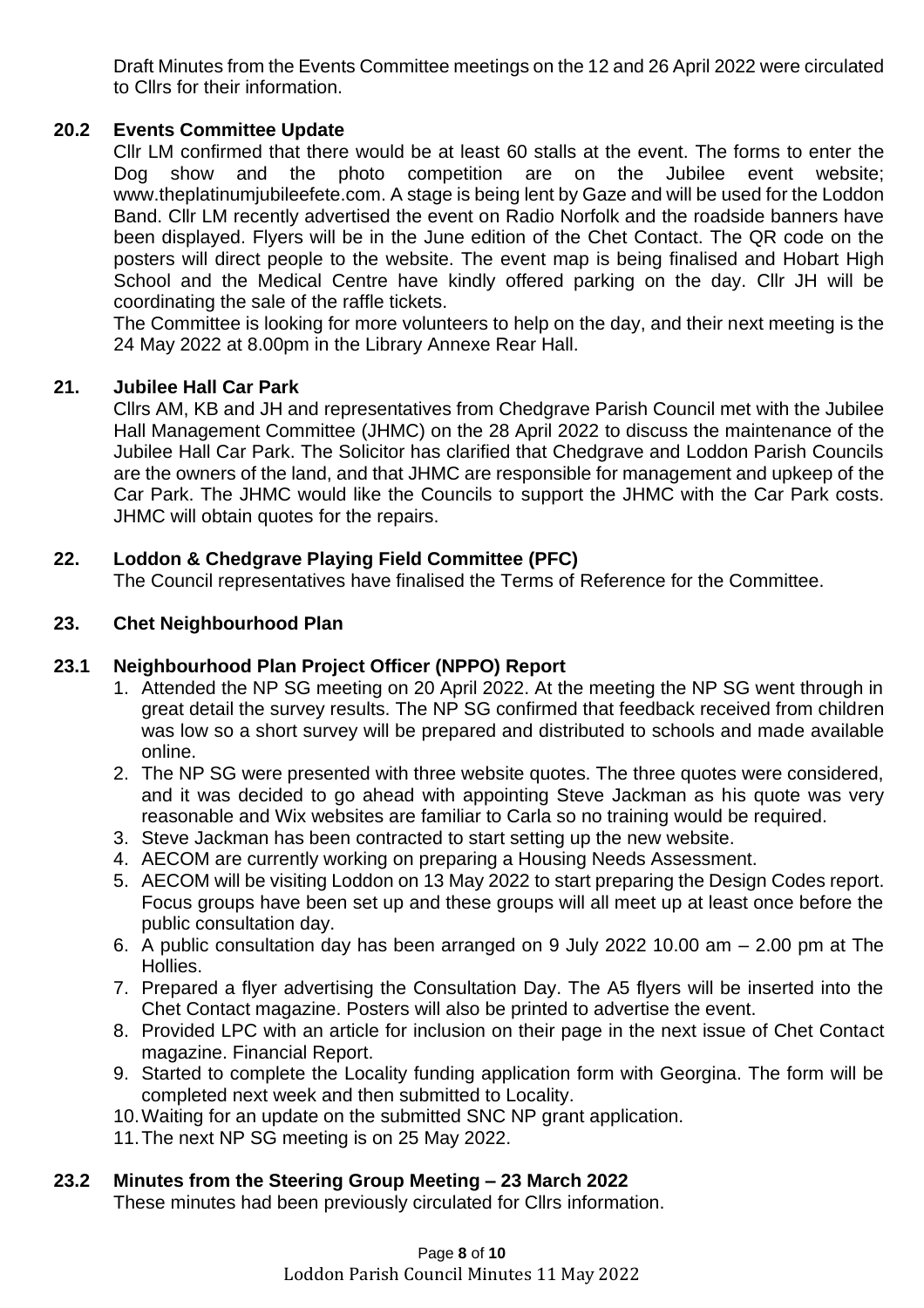Draft Minutes from the Events Committee meetings on the 12 and 26 April 2022 were circulated to Cllrs for their information.

### 20.2 Events Committee Update

Cllr LM confirmed that there would be at least 60 stalls at the event. The forms to enter the Dog show and the photo competition are on the Jubilee event website; www.theplatinumjubileefete.com. A stage is being lent by Gaze and will be used for the Loddon Band. Cllr LM recently advertised the event on Radio Norfolk and the roadside banners have been displayed. Flyers will be in the June edition of the Chet Contact. The QR code on the posters will direct people to the website. The event map is being finalised and Hobart High School and the Medical Centre have kindly offered parking on the day. Cllr JH will be coordinating the sale of the raffle tickets.

The Committee is looking for more volunteers to help on the day, and their next meeting is the 24 May 2022 at 8.00pm in the Library Annexe Rear Hall.

## 21. Jubilee Hall Car Park

Cllrs AM, KB and JH and representatives from Chedgrave Parish Council met with the Jubilee Hall Management Committee (JHMC) on the 28 April 2022 to discuss the maintenance of the Jubilee Hall Car Park. The Solicitor has clarified that Chedgrave and Loddon Parish Councils are the owners of the land, and that JHMC are responsible for management and upkeep of the Car Park. The JHMC would like the Councils to support the JHMC with the Car Park costs. JHMC will obtain quotes for the repairs.

## 22. Loddon & Chedgrave Playing Field Committee (PFC)

The Council representatives have finalised the Terms of Reference for the Committee.

## 23. Chet Neighbourhood Plan

### 23.1 Neighbourhood Plan Project Officer (NPPO) Report

1. Attended the NP SG meeting on 20 April 2022. At the meeting the NP SG went through in great detail the survey results. The NP SG confirmed that feedback received from children was low so a short survey will be prepared and distributed to schools and made available online.
2. The NP SG were presented with three website quotes. The three quotes were considered, and it was decided to go ahead with appointing Steve Jackman as his quote was very reasonable and Wix websites are familiar to Carla so no training would be required.
3. Steve Jackman has been contracted to start setting up the new website.
4. AECOM are currently working on preparing a Housing Needs Assessment.
5. AECOM will be visiting Loddon on 13 May 2022 to start preparing the Design Codes report. Focus groups have been set up and these groups will all meet up at least once before the public consultation day.
6. A public consultation day has been arranged on 9 July 2022 10.00 am – 2.00 pm at The Hollies.
7. Prepared a flyer advertising the Consultation Day. The A5 flyers will be inserted into the Chet Contact magazine. Posters will also be printed to advertise the event.
8. Provided LPC with an article for inclusion on their page in the next issue of Chet Contact magazine. Financial Report.
9. Started to complete the Locality funding application form with Georgina. The form will be completed next week and then submitted to Locality.
10. Waiting for an update on the submitted SNC NP grant application.
11. The next NP SG meeting is on 25 May 2022.

### 23.2 Minutes from the Steering Group Meeting – 23 March 2022

These minutes had been previously circulated for Cllrs information.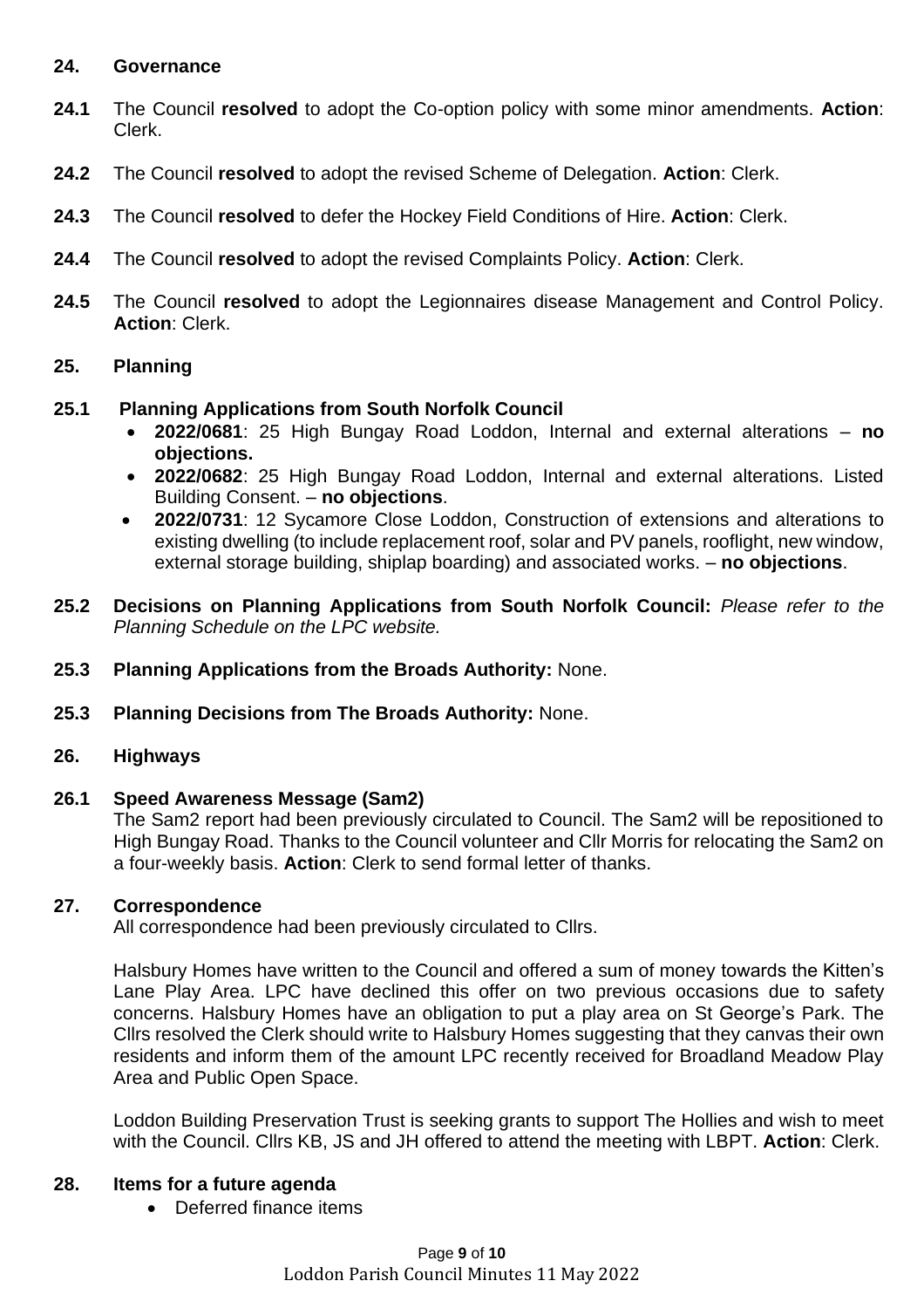## 24. Governance

**24.1** The Council **resolved** to adopt the Co-option policy with some minor amendments. **Action**: Clerk.

**24.2** The Council **resolved** to adopt the revised Scheme of Delegation. **Action**: Clerk.

**24.3** The Council **resolved** to defer the Hockey Field Conditions of Hire. **Action**: Clerk.

**24.4** The Council **resolved** to adopt the revised Complaints Policy. **Action**: Clerk.

**24.5** The Council **resolved** to adopt the Legionnaires disease Management and Control Policy. **Action**: Clerk.

## 25. Planning

**25.1 Planning Applications from South Norfolk Council**

- **2022/0681**: 25 High Bungay Road Loddon, Internal and external alterations – **no objections.**
- **2022/0682**: 25 High Bungay Road Loddon, Internal and external alterations. Listed Building Consent. – **no objections**.
- **2022/0731**: 12 Sycamore Close Loddon, Construction of extensions and alterations to existing dwelling (to include replacement roof, solar and PV panels, rooflight, new window, external storage building, shiplap boarding) and associated works. – **no objections**.

**25.2 Decisions on Planning Applications from South Norfolk Council:** *Please refer to the Planning Schedule on the LPC website.*

**25.3 Planning Applications from the Broads Authority:** None.

**25.3 Planning Decisions from The Broads Authority:** None.

## 26. Highways

**26.1 Speed Awareness Message (Sam2)**

The Sam2 report had been previously circulated to Council. The Sam2 will be repositioned to High Bungay Road. Thanks to the Council volunteer and Cllr Morris for relocating the Sam2 on a four-weekly basis. **Action**: Clerk to send formal letter of thanks.

## 27. Correspondence

All correspondence had been previously circulated to Cllrs.

Halsbury Homes have written to the Council and offered a sum of money towards the Kitten's Lane Play Area. LPC have declined this offer on two previous occasions due to safety concerns. Halsbury Homes have an obligation to put a play area on St George's Park. The Cllrs resolved the Clerk should write to Halsbury Homes suggesting that they canvas their own residents and inform them of the amount LPC recently received for Broadland Meadow Play Area and Public Open Space.

Loddon Building Preservation Trust is seeking grants to support The Hollies and wish to meet with the Council. Cllrs KB, JS and JH offered to attend the meeting with LBPT. **Action**: Clerk.

## 28. Items for a future agenda

- Deferred finance items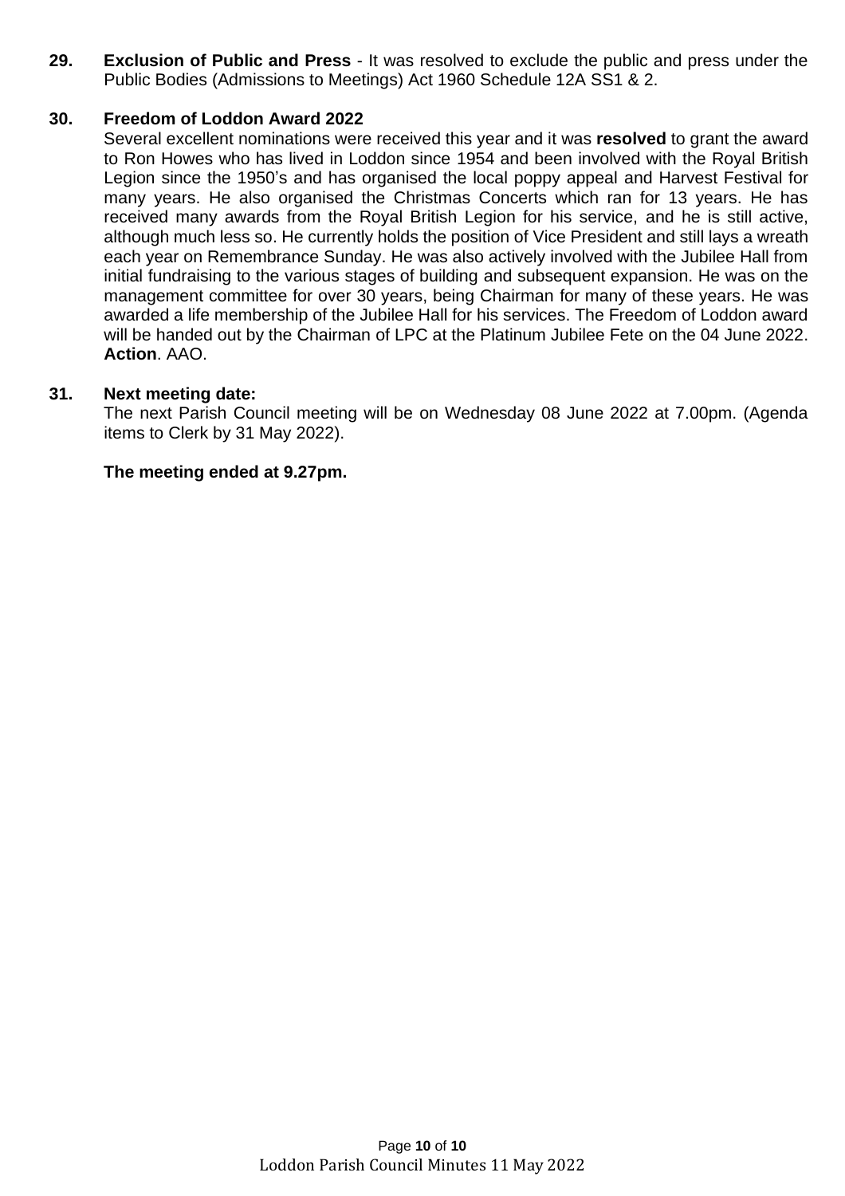**29. Exclusion of Public and Press** - It was resolved to exclude the public and press under the Public Bodies (Admissions to Meetings) Act 1960 Schedule 12A SS1 & 2.

**30. Freedom of Loddon Award 2022**

Several excellent nominations were received this year and it was **resolved** to grant the award to Ron Howes who has lived in Loddon since 1954 and been involved with the Royal British Legion since the 1950's and has organised the local poppy appeal and Harvest Festival for many years. He also organised the Christmas Concerts which ran for 13 years. He has received many awards from the Royal British Legion for his service, and he is still active, although much less so. He currently holds the position of Vice President and still lays a wreath each year on Remembrance Sunday. He was also actively involved with the Jubilee Hall from initial fundraising to the various stages of building and subsequent expansion. He was on the management committee for over 30 years, being Chairman for many of these years. He was awarded a life membership of the Jubilee Hall for his services. The Freedom of Loddon award will be handed out by the Chairman of LPC at the Platinum Jubilee Fete on the 04 June 2022. **Action**. AAO.

**31. Next meeting date:**

The next Parish Council meeting will be on Wednesday 08 June 2022 at 7.00pm. (Agenda items to Clerk by 31 May 2022).

**The meeting ended at 9.27pm.**